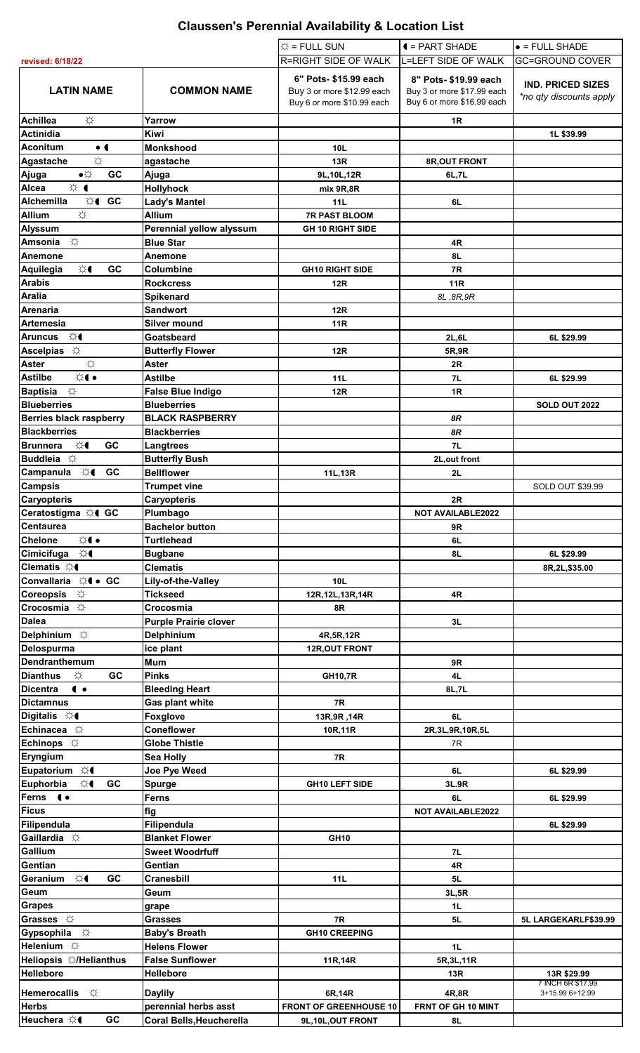# Claussen's Perennial Availability & Location List

| revised: 6/18/22 | | ☼ = FULL SUN | ◖ = PART SHADE | • = FULL SHADE |
|---|---|---|---|---|
| | | R=RIGHT SIDE OF WALK | L=LEFT SIDE OF WALK | GC=GROUND COVER |
| **LATIN NAME** | **COMMON NAME** | **6" Pots- $15.99 each** Buy 3 or more $12.99 each Buy 6 or more $10.99 each | **8" Pots- $19.99 each** Buy 3 or more $17.99 each Buy 6 or more $16.99 each | **IND. PRICED SIZES** *\*no qty discounts apply* |
| **Achillea** ☼ | **Yarrow** | | **1R** | |
| **Actinidia** | **Kiwi** | | | **1L $39.99** |
| **Aconitum** • ◖ | **Monkshood** | **10L** | | |
| **Agastache** ☼ | **agastache** | **13R** | **8R,OUT FRONT** | |
| **Ajuga** •☼ **GC** | **Ajuga** | **9L,10L,12R** | **6L,7L** | |
| **Alcea** ☼ ◖ | **Hollyhock** | **mix 9R,8R** | | |
| **Alchemilla** ☼◖ **GC** | **Lady's Mantel** | **11L** | **6L** | |
| **Allium** ☼ | **Allium** | **7R PAST BLOOM** | | |
| **Alyssum** | **Perennial yellow alyssum** | **GH 10 RIGHT SIDE** | | |
| **Amsonia** ☼ | **Blue Star** | | **4R** | |
| **Anemone** | **Anemone** | | **8L** | |
| **Aquilegia** ☼◖ **GC** | **Columbine** | **GH10 RIGHT SIDE** | **7R** | |
| **Arabis** | **Rockcress** | **12R** | **11R** | |
| **Aralia** | **Spikenard** | | *8L ,8R,9R* | |
| **Arenaria** | **Sandwort** | **12R** | | |
| **Artemesia** | **Silver mound** | **11R** | | |
| **Aruncus** ☼◖ | **Goatsbeard** | | **2L,6L** | **6L $29.99** |
| **Ascelpias** ☼ | **Butterfly Flower** | **12R** | **5R,9R** | |
| **Aster** ☼ | **Aster** | | **2R** | |
| **Astilbe** ☼◖• | **Astilbe** | **11L** | **7L** | **6L $29.99** |
| **Baptisia** ☼ | **False Blue Indigo** | **12R** | **1R** | |
| **Blueberries** | **Blueberries** | | | **SOLD OUT 2022** |
| **Berries black raspberry** | **BLACK RASPBERRY** | | *8R* | |
| **Blackberries** | **Blackberries** | | *8R* | |
| **Brunnera** ☼◖ **GC** | **Langtrees** | | **7L** | |
| **Buddleia** ☼ | **Butterfly Bush** | | **2L,out front** | |
| **Campanula** ☼◖ **GC** | **Bellflower** | **11L,13R** | **2L** | |
| **Campsis** | **Trumpet vine** | | | SOLD OUT $39.99 |
| **Caryopteris** | **Caryopteris** | | **2R** | |
| **Ceratostigma** ☼◖ **GC** | **Plumbago** | | **NOT AVAILABLE2022** | |
| **Centaurea** | **Bachelor button** | | **9R** | |
| **Chelone** ☼◖• | **Turtlehead** | | **6L** | |
| **Cimicifuga** ☼◖ | **Bugbane** | | **8L** | **6L $29.99** |
| **Clematis** ☼◖ | **Clematis** | | | **8R,2L,$35.00** |
| **Convallaria** ☼◖• **GC** | **Lily-of-the-Valley** | **10L** | | |
| **Coreopsis** ☼ | **Tickseed** | **12R,12L,13R,14R** | **4R** | |
| **Crocosmia** ☼ | **Crocosmia** | **8R** | | |
| **Dalea** | **Purple Prairie clover** | | **3L** | |
| **Delphinium** ☼ | **Delphinium** | **4R,5R,12R** | | |
| **Delospurma** | **ice plant** | **12R,OUT FRONT** | | |
| **Dendranthemum** | **Mum** | | **9R** | |
| **Dianthus** ☼ **GC** | **Pinks** | **GH10,7R** | **4L** | |
| **Dicentra** ◖• | **Bleeding Heart** | | **8L,7L** | |
| **Dictamnus** | **Gas plant white** | **7R** | | |
| **Digitalis** ☼◖ | **Foxglove** | **13R,9R ,14R** | **6L** | |
| **Echinacea** ☼ | **Coneflower** | **10R,11R** | **2R,3L,9R,10R,5L** | |
| **Echinops** ☼ | **Globe Thistle** | | 7R | |
| **Eryngium** | **Sea Holly** | **7R** | | |
| **Eupatorium** ☼◖ | **Joe Pye Weed** | | **6L** | **6L $29.99** |
| **Euphorbia** ☼◖ **GC** | **Spurge** | **GH10 LEFT SIDE** | **3L.9R** | |
| **Ferns** ◖• | **Ferns** | | **6L** | **6L $29.99** |
| **Ficus** | **fig** | | **NOT AVAILABLE2022** | |
| **Filipendula** | **Filipendula** | | | **6L $29.99** |
| **Gaillardia** ☼ | **Blanket Flower** | **GH10** | | |
| **Gallium** | **Sweet Woodfruff** | | **7L** | |
| **Gentian** | **Gentian** | | **4R** | |
| **Geranium** ☼◖ **GC** | **Cranesbill** | **11L** | **5L** | |
| **Geum** | **Geum** | | **3L,5R** | |
| **Grapes** | **grape** | | **1L** | |
| **Grasses** ☼ | **Grasses** | **7R** | **5L** | **5L LARGEKARLF$39.99** |
| **Gypsophila** ☼ | **Baby's Breath** | **GH10 CREEPING** | | |
| **Helenium** ☼ | **Helens Flower** | | **1L** | |
| **Heliopsis** ☼**/Helianthus** | **False Sunflower** | **11R,14R** | **5R,3L,11R** | |
| **Hellebore** | **Hellebore** | | **13R** | **13R $29.99** |
| **Hemerocallis** ☼ | **Daylily** | **6R,14R** | **4R,8R** | 7 INCH 6R $17.99 3+15.99 6+12.99 |
| **Herbs** | **perennial herbs asst** | **FRONT OF GREENHOUSE 10** | **FRNT OF GH 10 MINT** | |
| **Heuchera** ☼◖ **GC** | **Coral Bells,Heucherella** | **9L,10L,OUT FRONT** | **8L** | |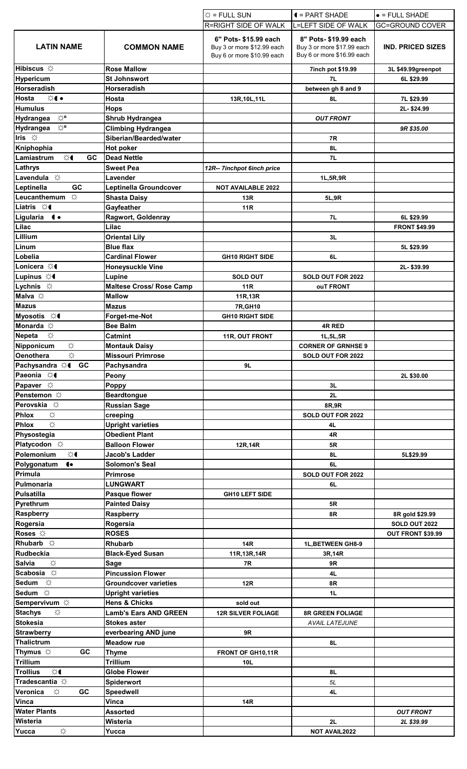| | | ☼ = FULL SUN | ◖ = PART SHADE | ● = FULL SHADE |
|---|---|---|---|---|
| | | R=RIGHT SIDE OF WALK | L=LEFT SIDE OF WALK | GC=GROUND COVER |
| **LATIN NAME** | **COMMON NAME** | **6" Pots- $15.99 each** Buy 3 or more $12.99 each Buy 6 or more $10.99 each | **8" Pots- $19.99 each** Buy 3 or more $17.99 each Buy 6 or more $16.99 each | **IND. PRICED SIZES** |
| **Hibiscus** ☼ | **Rose Mallow** | | **7inch pot $19.99** | **3L $49.99greenpot** |
| **Hypericum** | **St Johnswort** | | **7L** | **6L $29.99** |
| **Horseradish** | **Horseradish** | | **between gh 8 and 9** | |
| **Hosta** ☼◖● | **Hosta** | **13R,10L,11L** | **8L** | **7L $29.99** |
| **Humulus** | **Hops** | | | **2L- $24.99** |
| **Hydrangea** ☼° | **Shrub Hydrangea** | | ***OUT FRONT*** | |
| **Hydrangea** ☼° | **Climbing Hydrangea** | | | ***9R $35.00*** |
| **Iris** ☼ | **Siberian/Bearded/water** | | **7R** | |
| **Kniphophia** | **Hot poker** | | **8L** | |
| **Lamiastrum** ☼◖ **GC** | **Dead Nettle** | | **7L** | |
| **Lathrys** | **Sweet Pea** | ***12R-- 7inchpot 6inch price*** | | |
| **Lavendula** ☼ | **Lavender** | | **1L,5R,9R** | |
| **Leptinella GC** | **Leptinella Groundcover** | **NOT AVAILABLE 2022** | | |
| **Leucanthemum** ☼ | **Shasta Daisy** | **13R** | **5L,9R** | |
| **Liatris** ☼◖ | **Gayfeather** | **11R** | | |
| **Ligularia** ◖● | **Ragwort, Goldenray** | | **7L** | **6L $29.99** |
| **Lilac** | **Lilac** | | | **FRONT $49.99** |
| **Lillium** | **Oriental Lily** | | **3L** | |
| **Linum** | **Blue flax** | | | **5L $29.99** |
| **Lobelia** | **Cardinal Flower** | **GH10 RIGHT SIDE** | **6L** | |
| **Lonicera** ☼◖ | **Honeysuckle Vine** | | | **2L- $39.99** |
| **Lupinus** ☼◖ | **Lupine** | **SOLD OUT** | **SOLD OUT FOR 2022** | |
| **Lychnis** ☼ | **Maltese Cross/ Rose Camp** | **11R** | **ouT FRONT** | |
| **Malva** ☼ | **Mallow** | **11R,13R** | | |
| **Mazus** | **Mazus** | **7R,GH10** | | |
| **Myosotis** ☼◖ | **Forget-me-Not** | **GH10 RIGHT SIDE** | | |
| **Monarda** ☼ | **Bee Balm** | | **4R RED** | |
| **Nepeta** ☼ | **Catmint** | **11R, OUT FRONT** | **1L,5L,5R** | |
| **Nipponicum** ☼ | **Montauk Daisy** | | **CORNER OF GRNHSE 9** | |
| **Oenothera** ☼ | **Missouri Primrose** | | **SOLD OUT FOR 2022** | |
| **Pachysandra** ☼◖ **GC** | **Pachysandra** | **9L** | | |
| **Paeonia** ☼◖ | **Peony** | | | **2L $30.00** |
| **Papaver** ☼ | **Poppy** | | **3L** | |
| **Penstemon** ☼ | **Beardtongue** | | **2L** | |
| **Perovskia** ☼ | **Russian Sage** | | **8R,9R** | |
| **Phlox** ☼ | **creeping** | | **SOLD OUT FOR 2022** | |
| **Phlox** ☼ | **Upright varieties** | | **4L** | |
| **Physostegia** | **Obedient Plant** | | **4R** | |
| **Platycodon** ☼ | **Balloon Flower** | **12R,14R** | **5R** | |
| **Polemonium** ☼◖ | **Jacob's Ladder** | | **8L** | **5L$29.99** |
| **Polygonatum** ◖● | **Solomon's Seal** | | **6L** | |
| **Primula** | **Primrose** | | **SOLD OUT FOR 2022** | |
| **Pulmonaria** | **LUNGWART** | | **6L** | |
| **Pulsatilla** | **Pasque flower** | **GH10 LEFT SIDE** | | |
| **Pyrethrum** | **Painted Daisy** | | **5R** | |
| **Raspberry** | **Raspberry** | | **8R** | **8R gold $29.99** |
| **Rogersia** | **Rogersia** | | | **SOLD OUT 2022** |
| **Roses** ☼ | **ROSES** | | | **OUT FRONT $39.99** |
| **Rhubarb** ☼ | **Rhubarb** | **14R** | **1L,BETWEEN GH8-9** | |
| **Rudbeckia** | **Black-Eyed Susan** | **11R,13R,14R** | **3R,14R** | |
| **Salvia** ☼ | **Sage** | **7R** | **9R** | |
| **Scabosia** ☼ | **Pincussion Flower** | | **4L** | |
| **Sedum** ☼ | **Groundcover varieties** | **12R** | **8R** | |
| **Sedum** ☼ | **Upright varieties** | | **1L** | |
| **Sempervivum** ☼ | **Hens & Chicks** | **sold out** | | |
| **Stachys** ☼ | **Lamb's Ears AND GREEN** | **12R SILVER FOLIAGE** | **8R GREEN FOLIAGE** | |
| **Stokesia** | **Stokes aster** | | *AVAIL LATEJUNE* | |
| **Strawberry** | **everbearing AND june** | **9R** | | |
| **Thalictrum** | **Meadow rue** | | **8L** | |
| **Thymus** ☼ **GC** | **Thyme** | **FRONT OF GH10,11R** | | |
| **Trillium** | **Trillium** | **10L** | | |
| **Trollius** ☼◖ | **Globe Flower** | | **8L** | |
| **Tradescantia** ☼ | **Spiderwort** | | *5L* | |
| **Veronica** ☼ **GC** | **Speedwell** | | **4L** | |
| **Vinca** | **Vinca** | **14R** | | |
| **Water Plants** | **Assorted** | | | ***OUT FRONT*** |
| **Wisteria** | **Wisteria** | | **2L** | ***2L $39.99*** |
| **Yucca** ☼ | **Yucca** | | **NOT AVAIL2022** | |